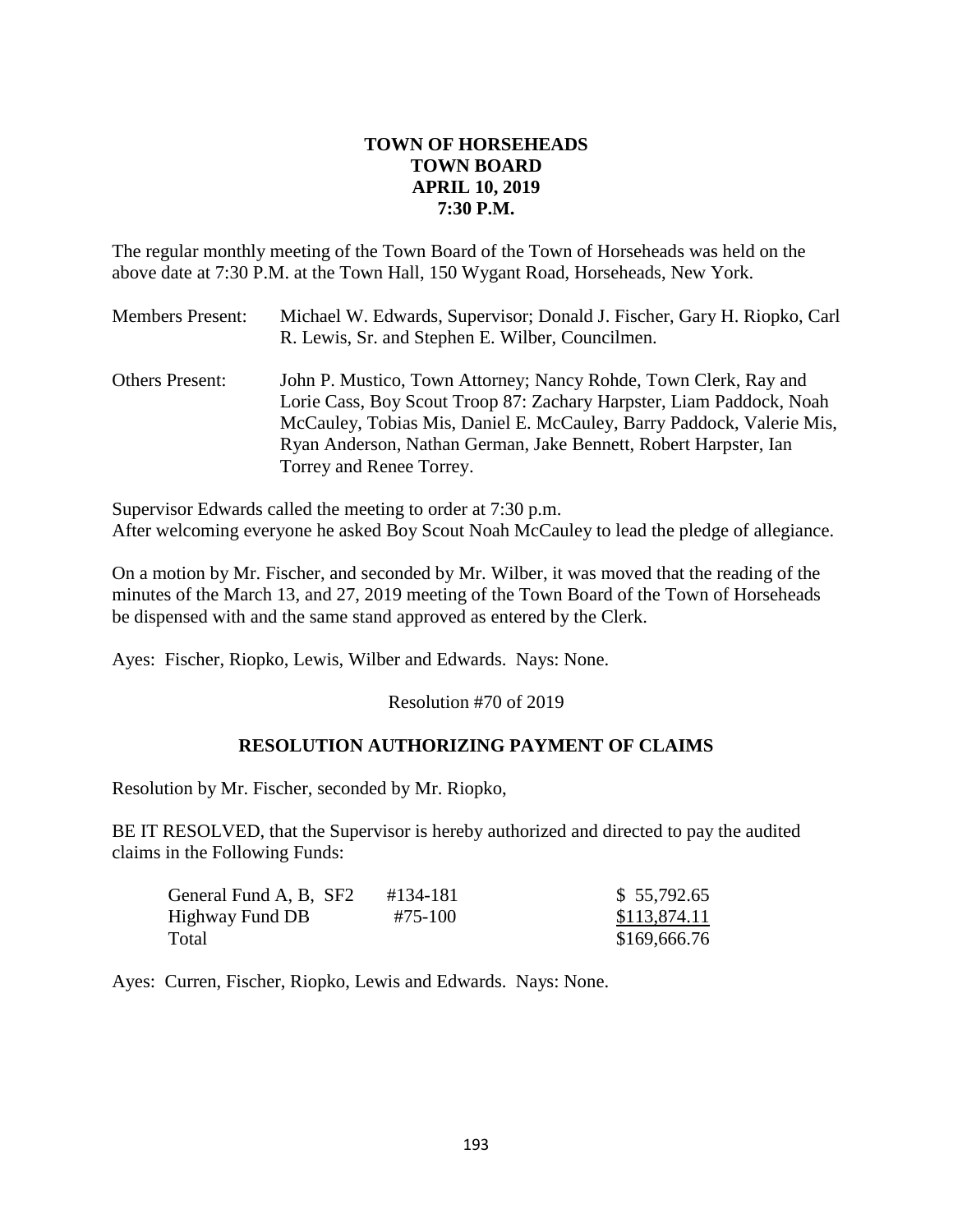# TOWN OF HORSEHEADS
# TOWN BOARD
# APRIL 10, 2019
# 7:30 P.M.

The regular monthly meeting of the Town Board of the Town of Horseheads was held on the above date at 7:30 P.M. at the Town Hall, 150 Wygant Road, Horseheads, New York.

| | |
|---|---|
| Members Present: | Michael W. Edwards, Supervisor; Donald J. Fischer, Gary H. Riopko, Carl R. Lewis, Sr. and Stephen E. Wilber, Councilmen. |
| Others Present: | John P. Mustico, Town Attorney; Nancy Rohde, Town Clerk, Ray and Lorie Cass, Boy Scout Troop 87: Zachary Harpster, Liam Paddock, Noah McCauley, Tobias Mis, Daniel E. McCauley, Barry Paddock, Valerie Mis, Ryan Anderson, Nathan German, Jake Bennett, Robert Harpster, Ian Torrey and Renee Torrey. |

Supervisor Edwards called the meeting to order at 7:30 p.m.
After welcoming everyone he asked Boy Scout Noah McCauley to lead the pledge of allegiance.

On a motion by Mr. Fischer, and seconded by Mr. Wilber, it was moved that the reading of the minutes of the March 13, and 27, 2019 meeting of the Town Board of the Town of Horseheads be dispensed with and the same stand approved as entered by the Clerk.

Ayes: Fischer, Riopko, Lewis, Wilber and Edwards. Nays: None.

Resolution #70 of 2019

**RESOLUTION AUTHORIZING PAYMENT OF CLAIMS**

Resolution by Mr. Fischer, seconded by Mr. Riopko,

BE IT RESOLVED, that the Supervisor is hereby authorized and directed to pay the audited claims in the Following Funds:

| | | |
|---|---|---|
| General Fund A, B, SF2 | #134-181 | $ 55,792.65 |
| Highway Fund DB | #75-100 | $113,874.11 |
| Total | | $169,666.76 |

Ayes: Curren, Fischer, Riopko, Lewis and Edwards. Nays: None.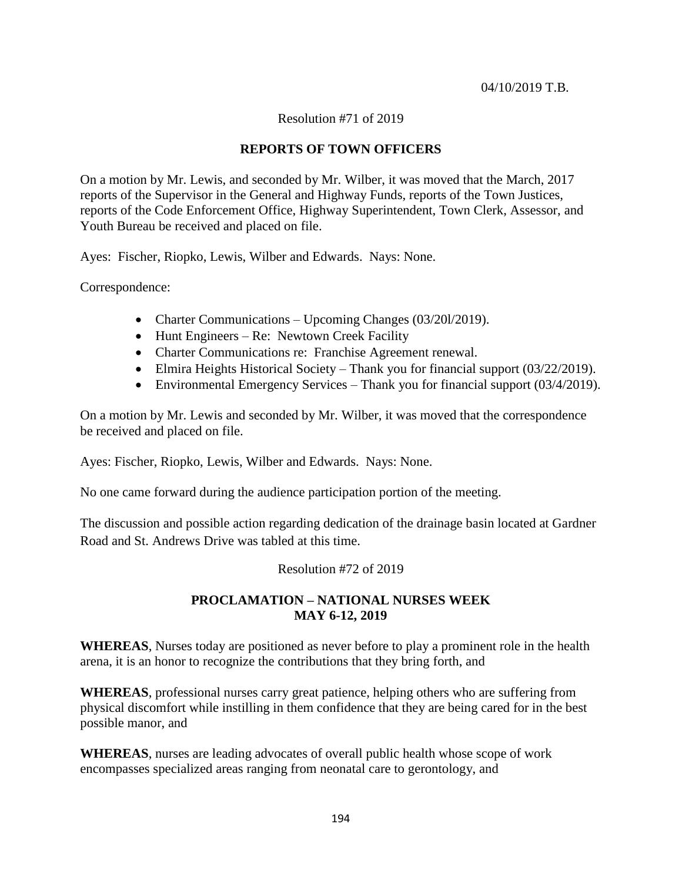04/10/2019 T.B.

Resolution #71 of 2019

**REPORTS OF TOWN OFFICERS**

On a motion by Mr. Lewis, and seconded by Mr. Wilber, it was moved that the March, 2017 reports of the Supervisor in the General and Highway Funds, reports of the Town Justices, reports of the Code Enforcement Office, Highway Superintendent, Town Clerk, Assessor, and Youth Bureau be received and placed on file.

Ayes: Fischer, Riopko, Lewis, Wilber and Edwards. Nays: None.

Correspondence:

- Charter Communications – Upcoming Changes (03/20l/2019).
- Hunt Engineers – Re: Newtown Creek Facility
- Charter Communications re: Franchise Agreement renewal.
- Elmira Heights Historical Society – Thank you for financial support (03/22/2019).
- Environmental Emergency Services – Thank you for financial support (03/4/2019).

On a motion by Mr. Lewis and seconded by Mr. Wilber, it was moved that the correspondence be received and placed on file.

Ayes: Fischer, Riopko, Lewis, Wilber and Edwards. Nays: None.

No one came forward during the audience participation portion of the meeting.

The discussion and possible action regarding dedication of the drainage basin located at Gardner Road and St. Andrews Drive was tabled at this time.

Resolution #72 of 2019

**PROCLAMATION – NATIONAL NURSES WEEK**
**MAY 6-12, 2019**

**WHEREAS**, Nurses today are positioned as never before to play a prominent role in the health arena, it is an honor to recognize the contributions that they bring forth, and

**WHEREAS**, professional nurses carry great patience, helping others who are suffering from physical discomfort while instilling in them confidence that they are being cared for in the best possible manor, and

**WHEREAS**, nurses are leading advocates of overall public health whose scope of work encompasses specialized areas ranging from neonatal care to gerontology, and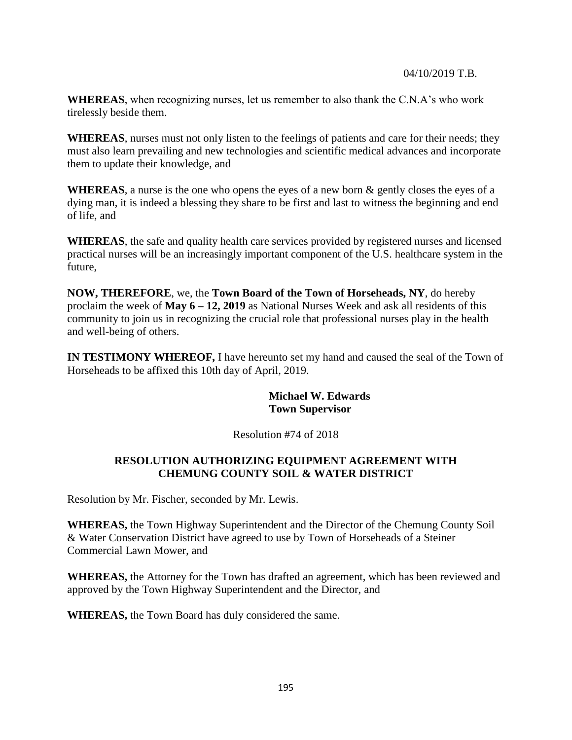04/10/2019 T.B.

**WHEREAS**, when recognizing nurses, let us remember to also thank the C.N.A's who work tirelessly beside them.

**WHEREAS**, nurses must not only listen to the feelings of patients and care for their needs; they must also learn prevailing and new technologies and scientific medical advances and incorporate them to update their knowledge, and

**WHEREAS**, a nurse is the one who opens the eyes of a new born & gently closes the eyes of a dying man, it is indeed a blessing they share to be first and last to witness the beginning and end of life, and

**WHEREAS**, the safe and quality health care services provided by registered nurses and licensed practical nurses will be an increasingly important component of the U.S. healthcare system in the future,

**NOW, THEREFORE**, we, the **Town Board of the Town of Horseheads, NY**, do hereby proclaim the week of **May 6 – 12, 2019** as National Nurses Week and ask all residents of this community to join us in recognizing the crucial role that professional nurses play in the health and well-being of others.

**IN TESTIMONY WHEREOF,** I have hereunto set my hand and caused the seal of the Town of Horseheads to be affixed this 10th day of April, 2019.

**Michael W. Edwards**
**Town Supervisor**

Resolution #74 of 2018

**RESOLUTION AUTHORIZING EQUIPMENT AGREEMENT WITH CHEMUNG COUNTY SOIL & WATER DISTRICT**

Resolution by Mr. Fischer, seconded by Mr. Lewis.

**WHEREAS,** the Town Highway Superintendent and the Director of the Chemung County Soil & Water Conservation District have agreed to use by Town of Horseheads of a Steiner Commercial Lawn Mower, and

**WHEREAS,** the Attorney for the Town has drafted an agreement, which has been reviewed and approved by the Town Highway Superintendent and the Director, and

**WHEREAS,** the Town Board has duly considered the same.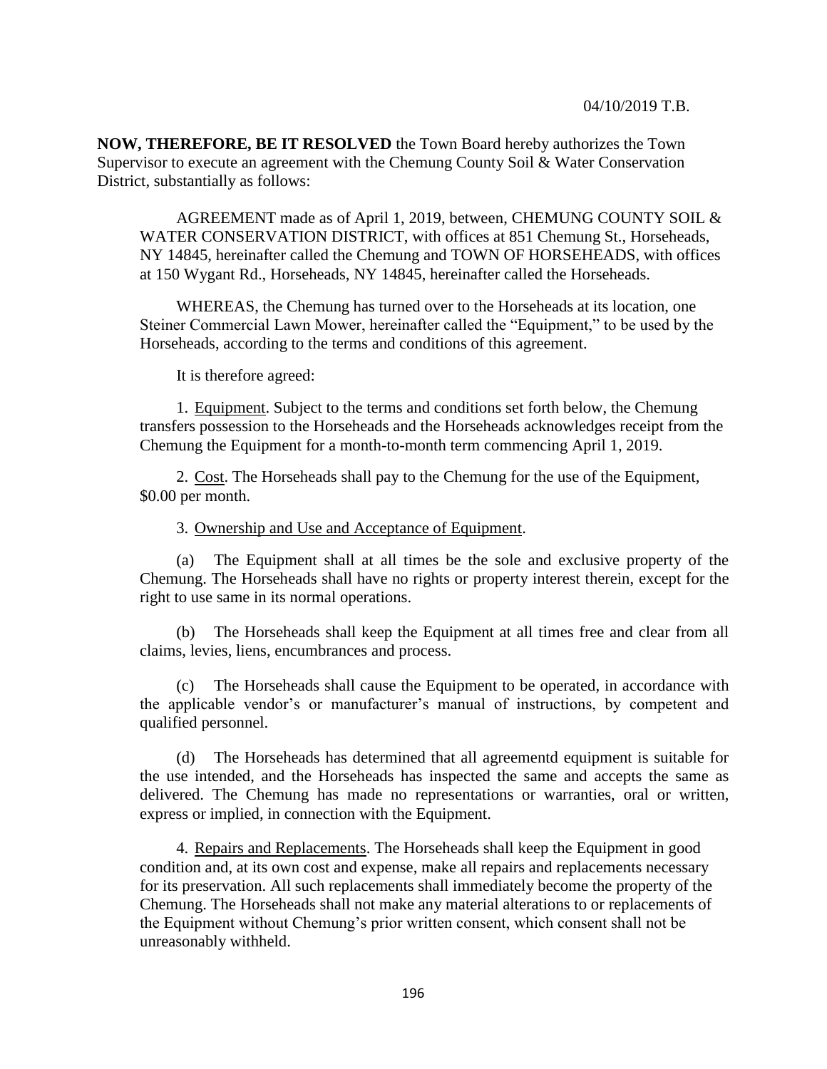04/10/2019 T.B.

**NOW, THEREFORE, BE IT RESOLVED** the Town Board hereby authorizes the Town Supervisor to execute an agreement with the Chemung County Soil & Water Conservation District, substantially as follows:

AGREEMENT made as of April 1, 2019, between, CHEMUNG COUNTY SOIL & WATER CONSERVATION DISTRICT, with offices at 851 Chemung St., Horseheads, NY 14845, hereinafter called the Chemung and TOWN OF HORSEHEADS, with offices at 150 Wygant Rd., Horseheads, NY 14845, hereinafter called the Horseheads.

WHEREAS, the Chemung has turned over to the Horseheads at its location, one Steiner Commercial Lawn Mower, hereinafter called the "Equipment," to be used by the Horseheads, according to the terms and conditions of this agreement.

It is therefore agreed:

1. Equipment. Subject to the terms and conditions set forth below, the Chemung transfers possession to the Horseheads and the Horseheads acknowledges receipt from the Chemung the Equipment for a month-to-month term commencing April 1, 2019.

2. Cost. The Horseheads shall pay to the Chemung for the use of the Equipment, $0.00 per month.

3. Ownership and Use and Acceptance of Equipment.

(a) The Equipment shall at all times be the sole and exclusive property of the Chemung. The Horseheads shall have no rights or property interest therein, except for the right to use same in its normal operations.

(b) The Horseheads shall keep the Equipment at all times free and clear from all claims, levies, liens, encumbrances and process.

(c) The Horseheads shall cause the Equipment to be operated, in accordance with the applicable vendor's or manufacturer's manual of instructions, by competent and qualified personnel.

(d) The Horseheads has determined that all agreementd equipment is suitable for the use intended, and the Horseheads has inspected the same and accepts the same as delivered. The Chemung has made no representations or warranties, oral or written, express or implied, in connection with the Equipment.

4. Repairs and Replacements. The Horseheads shall keep the Equipment in good condition and, at its own cost and expense, make all repairs and replacements necessary for its preservation. All such replacements shall immediately become the property of the Chemung. The Horseheads shall not make any material alterations to or replacements of the Equipment without Chemung's prior written consent, which consent shall not be unreasonably withheld.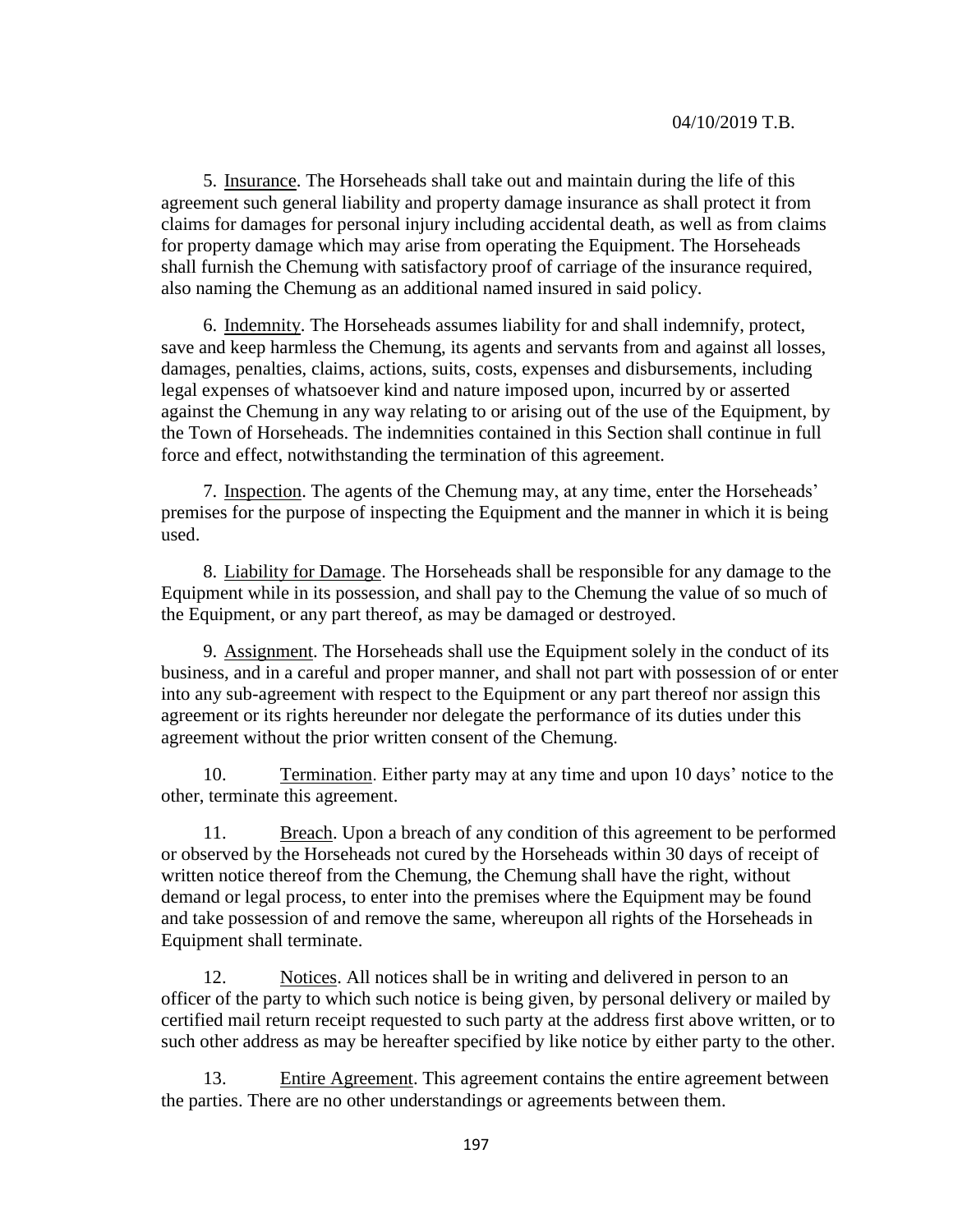5. Insurance. The Horseheads shall take out and maintain during the life of this agreement such general liability and property damage insurance as shall protect it from claims for damages for personal injury including accidental death, as well as from claims for property damage which may arise from operating the Equipment. The Horseheads shall furnish the Chemung with satisfactory proof of carriage of the insurance required, also naming the Chemung as an additional named insured in said policy.

6. Indemnity. The Horseheads assumes liability for and shall indemnify, protect, save and keep harmless the Chemung, its agents and servants from and against all losses, damages, penalties, claims, actions, suits, costs, expenses and disbursements, including legal expenses of whatsoever kind and nature imposed upon, incurred by or asserted against the Chemung in any way relating to or arising out of the use of the Equipment, by the Town of Horseheads. The indemnities contained in this Section shall continue in full force and effect, notwithstanding the termination of this agreement.

7. Inspection. The agents of the Chemung may, at any time, enter the Horseheads' premises for the purpose of inspecting the Equipment and the manner in which it is being used.

8. Liability for Damage. The Horseheads shall be responsible for any damage to the Equipment while in its possession, and shall pay to the Chemung the value of so much of the Equipment, or any part thereof, as may be damaged or destroyed.

9. Assignment. The Horseheads shall use the Equipment solely in the conduct of its business, and in a careful and proper manner, and shall not part with possession of or enter into any sub-agreement with respect to the Equipment or any part thereof nor assign this agreement or its rights hereunder nor delegate the performance of its duties under this agreement without the prior written consent of the Chemung.

10. Termination. Either party may at any time and upon 10 days' notice to the other, terminate this agreement.

11. Breach. Upon a breach of any condition of this agreement to be performed or observed by the Horseheads not cured by the Horseheads within 30 days of receipt of written notice thereof from the Chemung, the Chemung shall have the right, without demand or legal process, to enter into the premises where the Equipment may be found and take possession of and remove the same, whereupon all rights of the Horseheads in Equipment shall terminate.

12. Notices. All notices shall be in writing and delivered in person to an officer of the party to which such notice is being given, by personal delivery or mailed by certified mail return receipt requested to such party at the address first above written, or to such other address as may be hereafter specified by like notice by either party to the other.

13. Entire Agreement. This agreement contains the entire agreement between the parties. There are no other understandings or agreements between them.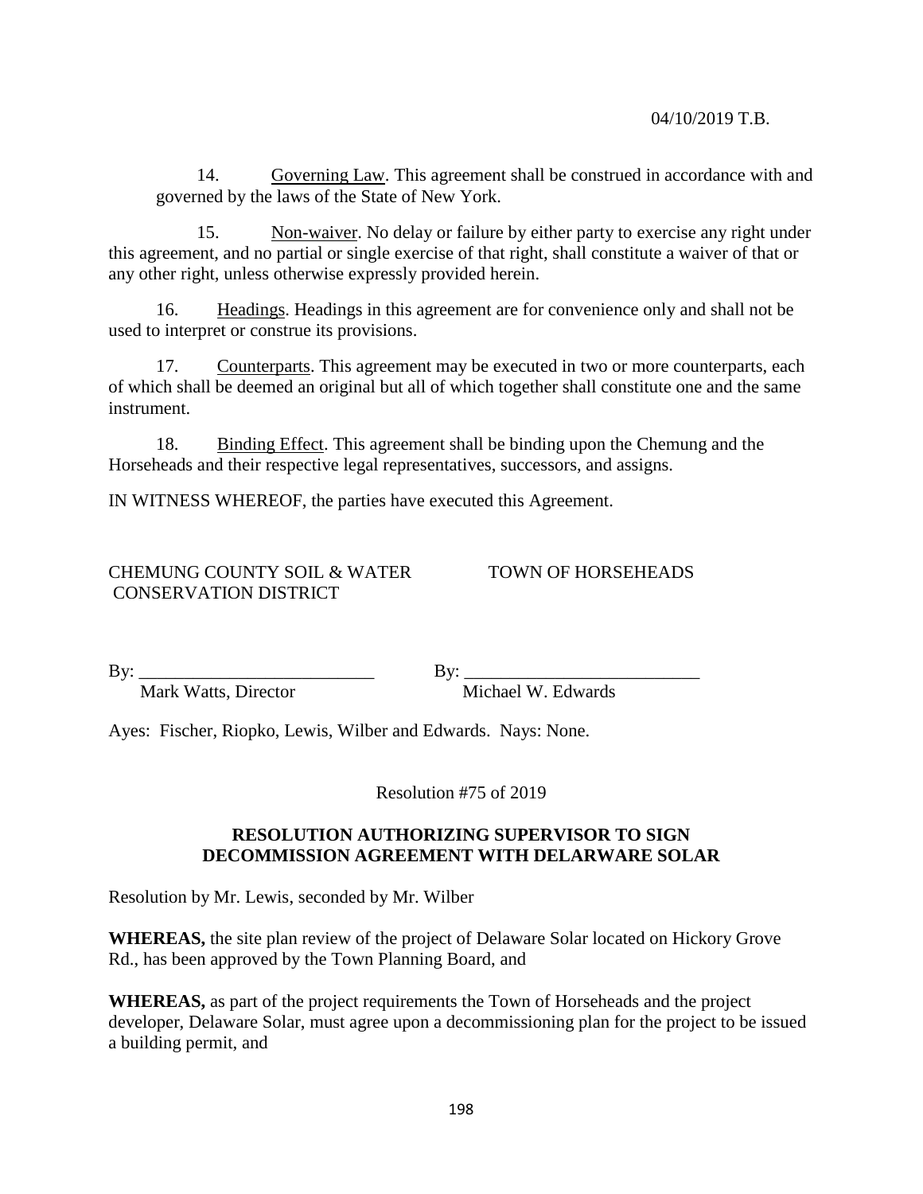14. Governing Law. This agreement shall be construed in accordance with and governed by the laws of the State of New York.

15. Non-waiver. No delay or failure by either party to exercise any right under this agreement, and no partial or single exercise of that right, shall constitute a waiver of that or any other right, unless otherwise expressly provided herein.

16. Headings. Headings in this agreement are for convenience only and shall not be used to interpret or construe its provisions.

17. Counterparts. This agreement may be executed in two or more counterparts, each of which shall be deemed an original but all of which together shall constitute one and the same instrument.

18. Binding Effect. This agreement shall be binding upon the Chemung and the Horseheads and their respective legal representatives, successors, and assigns.

IN WITNESS WHEREOF, the parties have executed this Agreement.

CHEMUNG COUNTY SOIL & WATER CONSERVATION DISTRICT

By: ___________________________
Mark Watts, Director

TOWN OF HORSEHEADS

By: ___________________________
Michael W. Edwards

Ayes: Fischer, Riopko, Lewis, Wilber and Edwards. Nays: None.

Resolution #75 of 2019

**RESOLUTION AUTHORIZING SUPERVISOR TO SIGN DECOMMISSION AGREEMENT WITH DELARWARE SOLAR**

Resolution by Mr. Lewis, seconded by Mr. Wilber

**WHEREAS,** the site plan review of the project of Delaware Solar located on Hickory Grove Rd., has been approved by the Town Planning Board, and

**WHEREAS,** as part of the project requirements the Town of Horseheads and the project developer, Delaware Solar, must agree upon a decommissioning plan for the project to be issued a building permit, and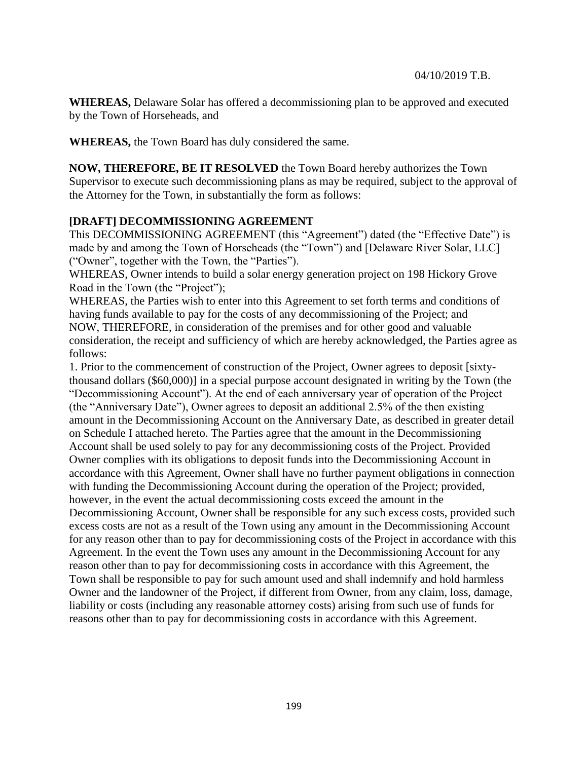04/10/2019 T.B.

**WHEREAS,** Delaware Solar has offered a decommissioning plan to be approved and executed by the Town of Horseheads, and

**WHEREAS,** the Town Board has duly considered the same.

**NOW, THEREFORE, BE IT RESOLVED** the Town Board hereby authorizes the Town Supervisor to execute such decommissioning plans as may be required, subject to the approval of the Attorney for the Town, in substantially the form as follows:

**[DRAFT] DECOMMISSIONING AGREEMENT**

This DECOMMISSIONING AGREEMENT (this "Agreement") dated (the "Effective Date") is made by and among the Town of Horseheads (the "Town") and [Delaware River Solar, LLC] ("Owner", together with the Town, the "Parties").

WHEREAS, Owner intends to build a solar energy generation project on 198 Hickory Grove Road in the Town (the "Project");

WHEREAS, the Parties wish to enter into this Agreement to set forth terms and conditions of having funds available to pay for the costs of any decommissioning of the Project; and

NOW, THEREFORE, in consideration of the premises and for other good and valuable consideration, the receipt and sufficiency of which are hereby acknowledged, the Parties agree as follows:

1. Prior to the commencement of construction of the Project, Owner agrees to deposit [sixty-thousand dollars ($60,000)] in a special purpose account designated in writing by the Town (the "Decommissioning Account"). At the end of each anniversary year of operation of the Project (the "Anniversary Date"), Owner agrees to deposit an additional 2.5% of the then existing amount in the Decommissioning Account on the Anniversary Date, as described in greater detail on Schedule I attached hereto. The Parties agree that the amount in the Decommissioning Account shall be used solely to pay for any decommissioning costs of the Project. Provided Owner complies with its obligations to deposit funds into the Decommissioning Account in accordance with this Agreement, Owner shall have no further payment obligations in connection with funding the Decommissioning Account during the operation of the Project; provided, however, in the event the actual decommissioning costs exceed the amount in the Decommissioning Account, Owner shall be responsible for any such excess costs, provided such excess costs are not as a result of the Town using any amount in the Decommissioning Account for any reason other than to pay for decommissioning costs of the Project in accordance with this Agreement. In the event the Town uses any amount in the Decommissioning Account for any reason other than to pay for decommissioning costs in accordance with this Agreement, the Town shall be responsible to pay for such amount used and shall indemnify and hold harmless Owner and the landowner of the Project, if different from Owner, from any claim, loss, damage, liability or costs (including any reasonable attorney costs) arising from such use of funds for reasons other than to pay for decommissioning costs in accordance with this Agreement.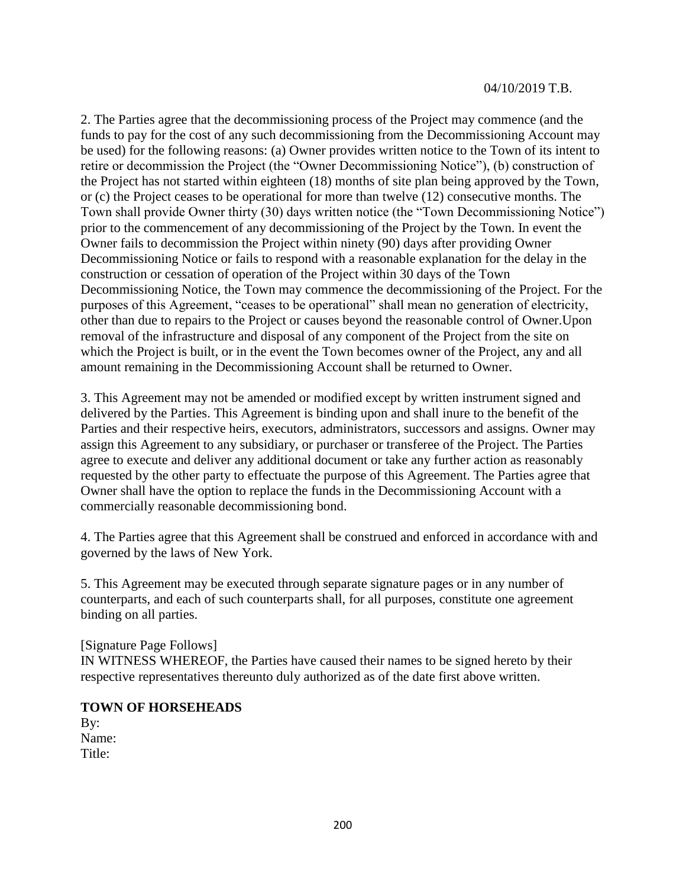2. The Parties agree that the decommissioning process of the Project may commence (and the funds to pay for the cost of any such decommissioning from the Decommissioning Account may be used) for the following reasons: (a) Owner provides written notice to the Town of its intent to retire or decommission the Project (the "Owner Decommissioning Notice"), (b) construction of the Project has not started within eighteen (18) months of site plan being approved by the Town, or (c) the Project ceases to be operational for more than twelve (12) consecutive months. The Town shall provide Owner thirty (30) days written notice (the "Town Decommissioning Notice") prior to the commencement of any decommissioning of the Project by the Town. In event the Owner fails to decommission the Project within ninety (90) days after providing Owner Decommissioning Notice or fails to respond with a reasonable explanation for the delay in the construction or cessation of operation of the Project within 30 days of the Town Decommissioning Notice, the Town may commence the decommissioning of the Project. For the purposes of this Agreement, "ceases to be operational" shall mean no generation of electricity, other than due to repairs to the Project or causes beyond the reasonable control of Owner.Upon removal of the infrastructure and disposal of any component of the Project from the site on which the Project is built, or in the event the Town becomes owner of the Project, any and all amount remaining in the Decommissioning Account shall be returned to Owner.

3. This Agreement may not be amended or modified except by written instrument signed and delivered by the Parties. This Agreement is binding upon and shall inure to the benefit of the Parties and their respective heirs, executors, administrators, successors and assigns. Owner may assign this Agreement to any subsidiary, or purchaser or transferee of the Project. The Parties agree to execute and deliver any additional document or take any further action as reasonably requested by the other party to effectuate the purpose of this Agreement. The Parties agree that Owner shall have the option to replace the funds in the Decommissioning Account with a commercially reasonable decommissioning bond.

4. The Parties agree that this Agreement shall be construed and enforced in accordance with and governed by the laws of New York.

5. This Agreement may be executed through separate signature pages or in any number of counterparts, and each of such counterparts shall, for all purposes, constitute one agreement binding on all parties.

[Signature Page Follows]
IN WITNESS WHEREOF, the Parties have caused their names to be signed hereto by their respective representatives thereunto duly authorized as of the date first above written.

**TOWN OF HORSEHEADS**
By:
Name:
Title: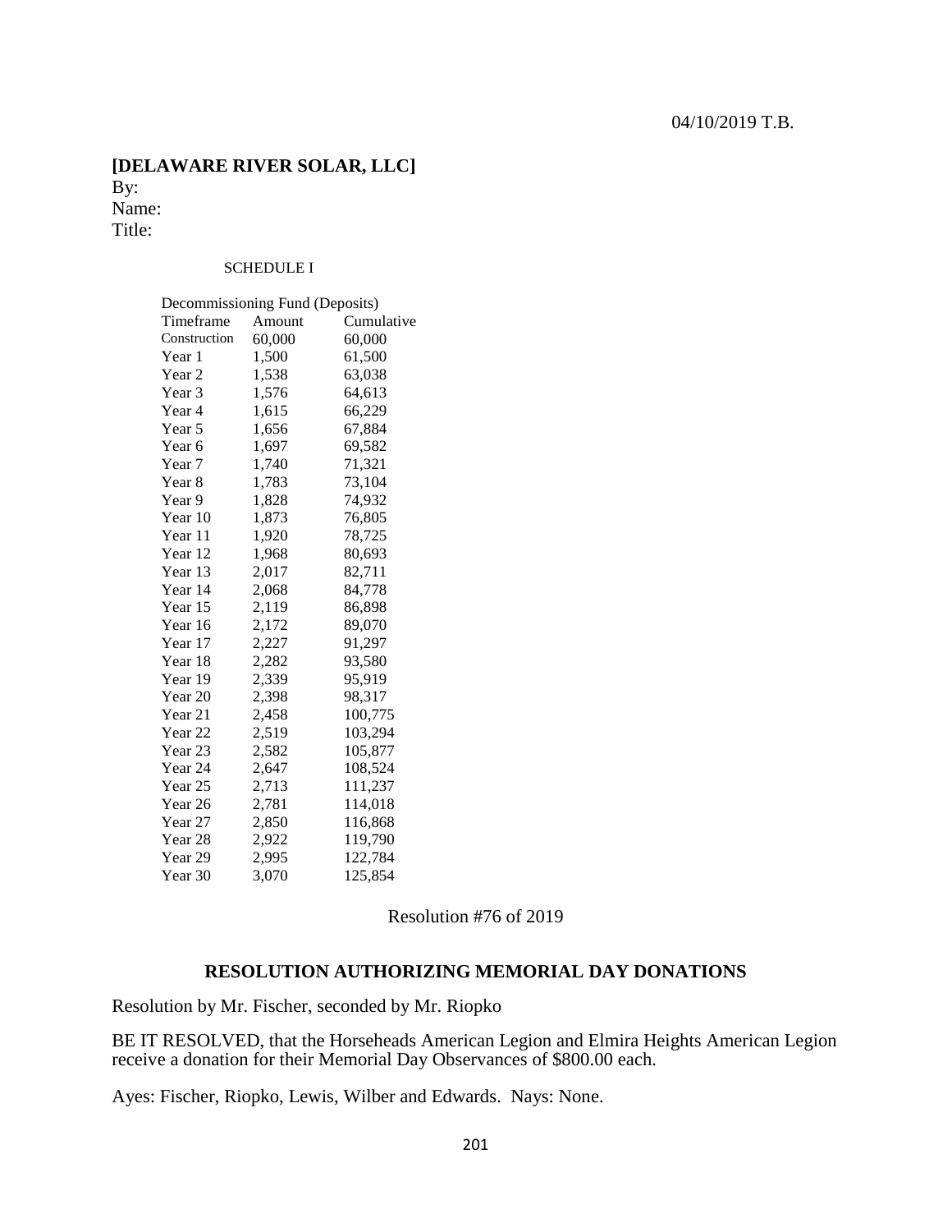04/10/2019 T.B.

**[DELAWARE RIVER SOLAR, LLC]**
By:
Name:
Title:

SCHEDULE I

| Decommissioning Fund (Deposits) | | |
|---|---|---|
| Timeframe | Amount | Cumulative |
| Construction | 60,000 | 60,000 |
| Year 1 | 1,500 | 61,500 |
| Year 2 | 1,538 | 63,038 |
| Year 3 | 1,576 | 64,613 |
| Year 4 | 1,615 | 66,229 |
| Year 5 | 1,656 | 67,884 |
| Year 6 | 1,697 | 69,582 |
| Year 7 | 1,740 | 71,321 |
| Year 8 | 1,783 | 73,104 |
| Year 9 | 1,828 | 74,932 |
| Year 10 | 1,873 | 76,805 |
| Year 11 | 1,920 | 78,725 |
| Year 12 | 1,968 | 80,693 |
| Year 13 | 2,017 | 82,711 |
| Year 14 | 2,068 | 84,778 |
| Year 15 | 2,119 | 86,898 |
| Year 16 | 2,172 | 89,070 |
| Year 17 | 2,227 | 91,297 |
| Year 18 | 2,282 | 93,580 |
| Year 19 | 2,339 | 95,919 |
| Year 20 | 2,398 | 98,317 |
| Year 21 | 2,458 | 100,775 |
| Year 22 | 2,519 | 103,294 |
| Year 23 | 2,582 | 105,877 |
| Year 24 | 2,647 | 108,524 |
| Year 25 | 2,713 | 111,237 |
| Year 26 | 2,781 | 114,018 |
| Year 27 | 2,850 | 116,868 |
| Year 28 | 2,922 | 119,790 |
| Year 29 | 2,995 | 122,784 |
| Year 30 | 3,070 | 125,854 |

Resolution #76 of 2019

## RESOLUTION AUTHORIZING MEMORIAL DAY DONATIONS

Resolution by Mr. Fischer, seconded by Mr. Riopko

BE IT RESOLVED, that the Horseheads American Legion and Elmira Heights American Legion receive a donation for their Memorial Day Observances of $800.00 each.

Ayes: Fischer, Riopko, Lewis, Wilber and Edwards. Nays: None.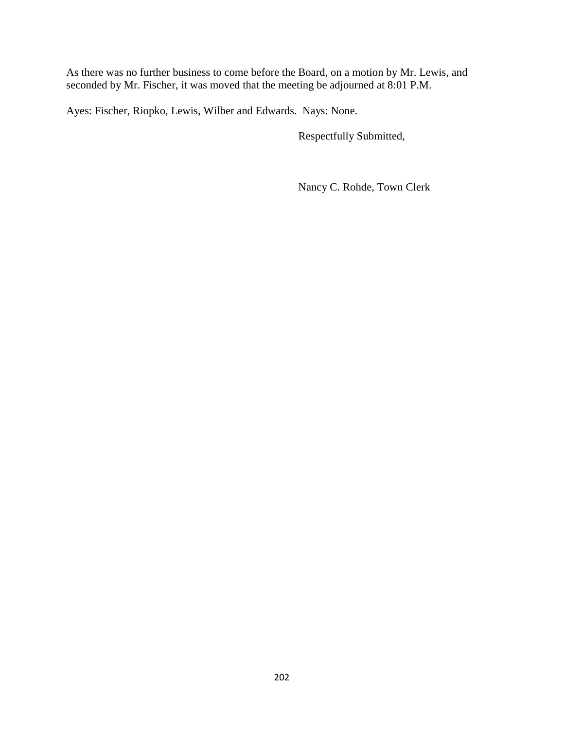As there was no further business to come before the Board, on a motion by Mr. Lewis, and seconded by Mr. Fischer, it was moved that the meeting be adjourned at 8:01 P.M.

Ayes: Fischer, Riopko, Lewis, Wilber and Edwards. Nays: None.

Respectfully Submitted,

Nancy C. Rohde, Town Clerk